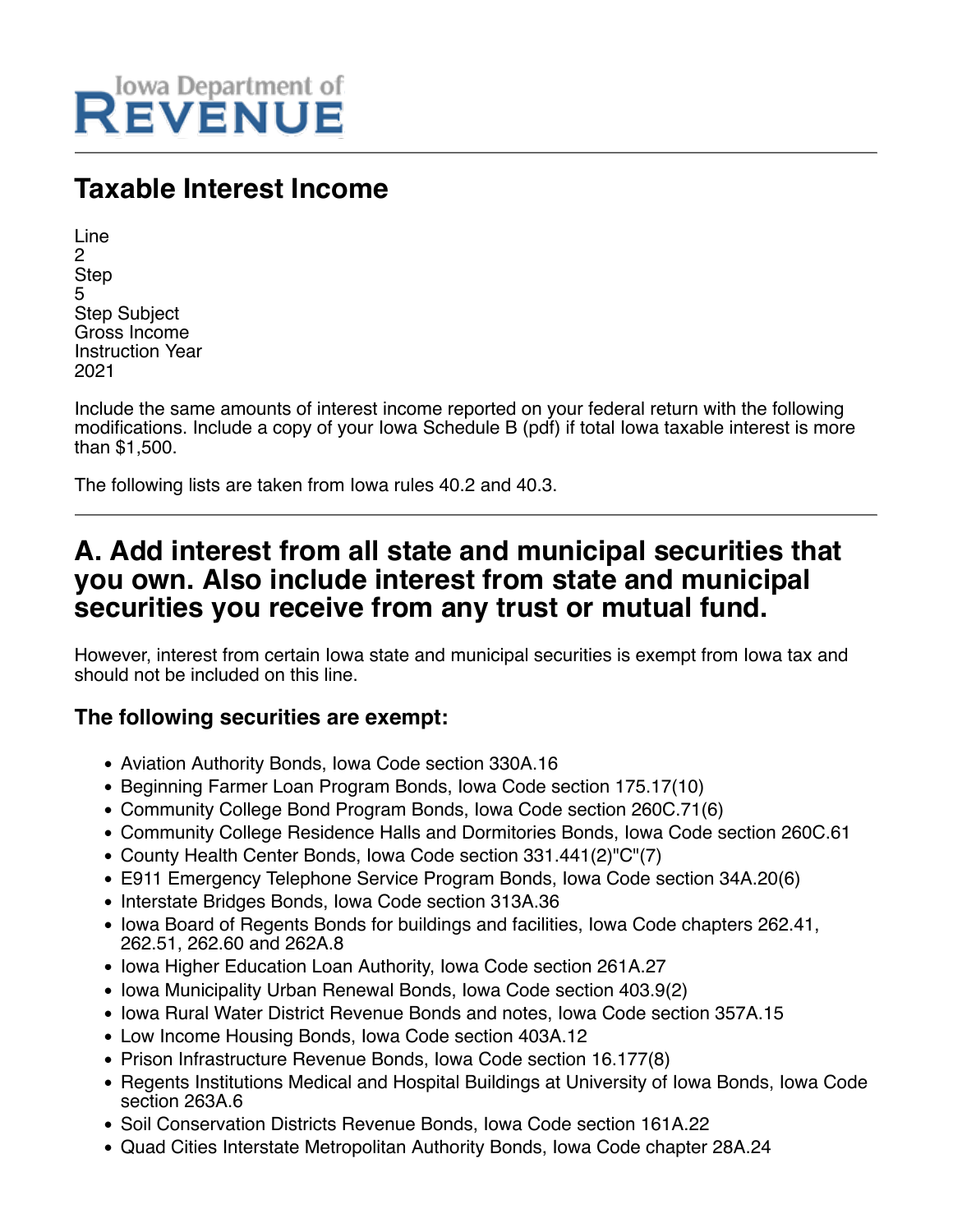Iowa Department of
REVENUE

# Taxable Interest Income

Line
2
Step
5
Step Subject
Gross Income
Instruction Year
2021

Include the same amounts of interest income reported on your federal return with the following modifications. Include a copy of your Iowa Schedule B (pdf) if total Iowa taxable interest is more than $1,500.

The following lists are taken from Iowa rules 40.2 and 40.3.

---

## A. Add interest from all state and municipal securities that you own. Also include interest from state and municipal securities you receive from any trust or mutual fund.

However, interest from certain Iowa state and municipal securities is exempt from Iowa tax and should not be included on this line.

### The following securities are exempt:

- Aviation Authority Bonds, Iowa Code section 330A.16
- Beginning Farmer Loan Program Bonds, Iowa Code section 175.17(10)
- Community College Bond Program Bonds, Iowa Code section 260C.71(6)
- Community College Residence Halls and Dormitories Bonds, Iowa Code section 260C.61
- County Health Center Bonds, Iowa Code section 331.441(2)"C"(7)
- E911 Emergency Telephone Service Program Bonds, Iowa Code section 34A.20(6)
- Interstate Bridges Bonds, Iowa Code section 313A.36
- Iowa Board of Regents Bonds for buildings and facilities, Iowa Code chapters 262.41, 262.51, 262.60 and 262A.8
- Iowa Higher Education Loan Authority, Iowa Code section 261A.27
- Iowa Municipality Urban Renewal Bonds, Iowa Code section 403.9(2)
- Iowa Rural Water District Revenue Bonds and notes, Iowa Code section 357A.15
- Low Income Housing Bonds, Iowa Code section 403A.12
- Prison Infrastructure Revenue Bonds, Iowa Code section 16.177(8)
- Regents Institutions Medical and Hospital Buildings at University of Iowa Bonds, Iowa Code section 263A.6
- Soil Conservation Districts Revenue Bonds, Iowa Code section 161A.22
- Quad Cities Interstate Metropolitan Authority Bonds, Iowa Code chapter 28A.24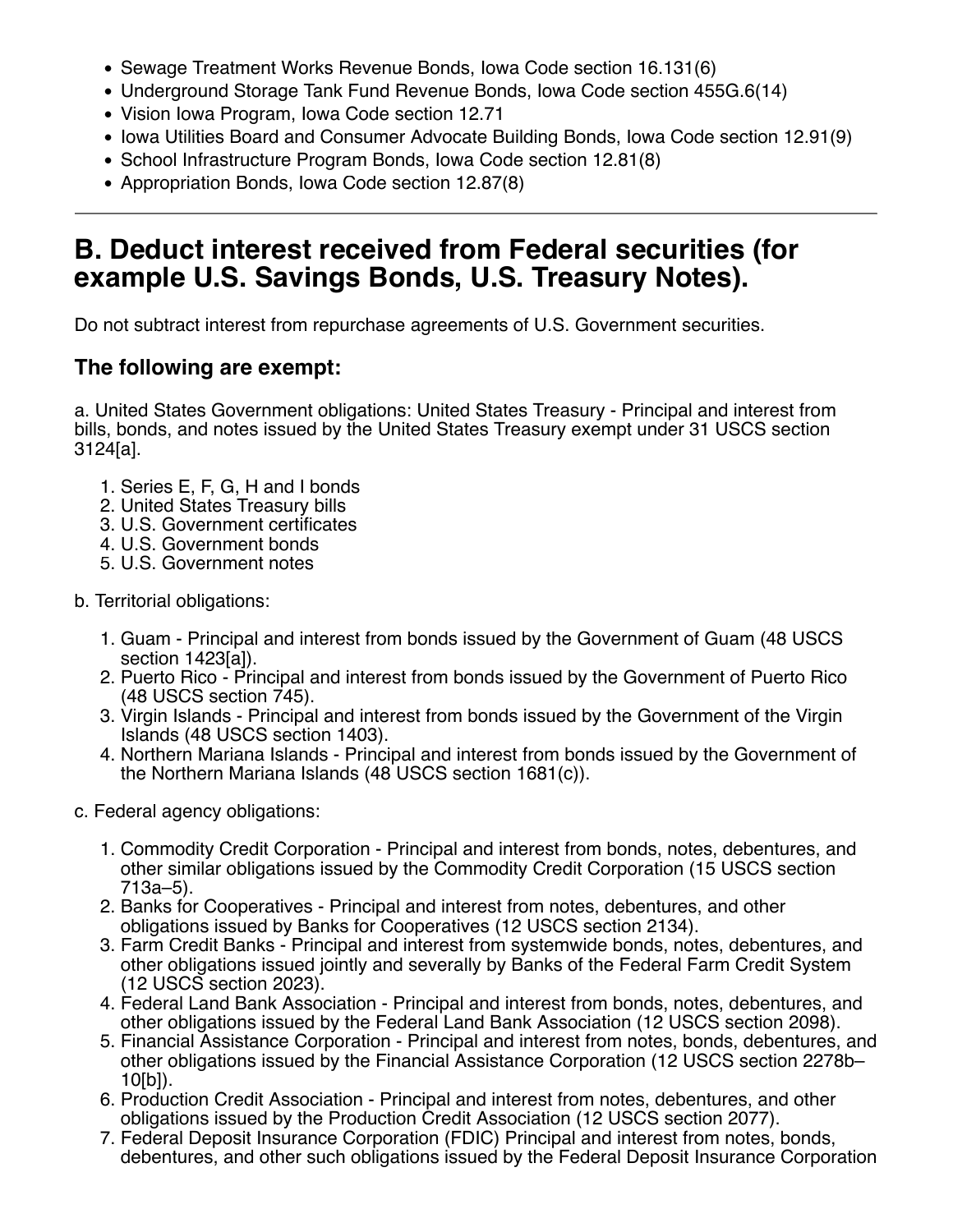- Sewage Treatment Works Revenue Bonds, Iowa Code section 16.131(6)
- Underground Storage Tank Fund Revenue Bonds, Iowa Code section 455G.6(14)
- Vision Iowa Program, Iowa Code section 12.71
- Iowa Utilities Board and Consumer Advocate Building Bonds, Iowa Code section 12.91(9)
- School Infrastructure Program Bonds, Iowa Code section 12.81(8)
- Appropriation Bonds, Iowa Code section 12.87(8)

---

# B. Deduct interest received from Federal securities (for example U.S. Savings Bonds, U.S. Treasury Notes).

Do not subtract interest from repurchase agreements of U.S. Government securities.

## The following are exempt:

a. United States Government obligations: United States Treasury - Principal and interest from bills, bonds, and notes issued by the United States Treasury exempt under 31 USCS section 3124[a].

1. Series E, F, G, H and I bonds
2. United States Treasury bills
3. U.S. Government certificates
4. U.S. Government bonds
5. U.S. Government notes

b. Territorial obligations:

1. Guam - Principal and interest from bonds issued by the Government of Guam (48 USCS section 1423[a]).
2. Puerto Rico - Principal and interest from bonds issued by the Government of Puerto Rico (48 USCS section 745).
3. Virgin Islands - Principal and interest from bonds issued by the Government of the Virgin Islands (48 USCS section 1403).
4. Northern Mariana Islands - Principal and interest from bonds issued by the Government of the Northern Mariana Islands (48 USCS section 1681(c)).

c. Federal agency obligations:

1. Commodity Credit Corporation - Principal and interest from bonds, notes, debentures, and other similar obligations issued by the Commodity Credit Corporation (15 USCS section 713a–5).
2. Banks for Cooperatives - Principal and interest from notes, debentures, and other obligations issued by Banks for Cooperatives (12 USCS section 2134).
3. Farm Credit Banks - Principal and interest from systemwide bonds, notes, debentures, and other obligations issued jointly and severally by Banks of the Federal Farm Credit System (12 USCS section 2023).
4. Federal Land Bank Association - Principal and interest from bonds, notes, debentures, and other obligations issued by the Federal Land Bank Association (12 USCS section 2098).
5. Financial Assistance Corporation - Principal and interest from notes, bonds, debentures, and other obligations issued by the Financial Assistance Corporation (12 USCS section 2278b–10[b]).
6. Production Credit Association - Principal and interest from notes, debentures, and other obligations issued by the Production Credit Association (12 USCS section 2077).
7. Federal Deposit Insurance Corporation (FDIC) Principal and interest from notes, bonds, debentures, and other such obligations issued by the Federal Deposit Insurance Corporation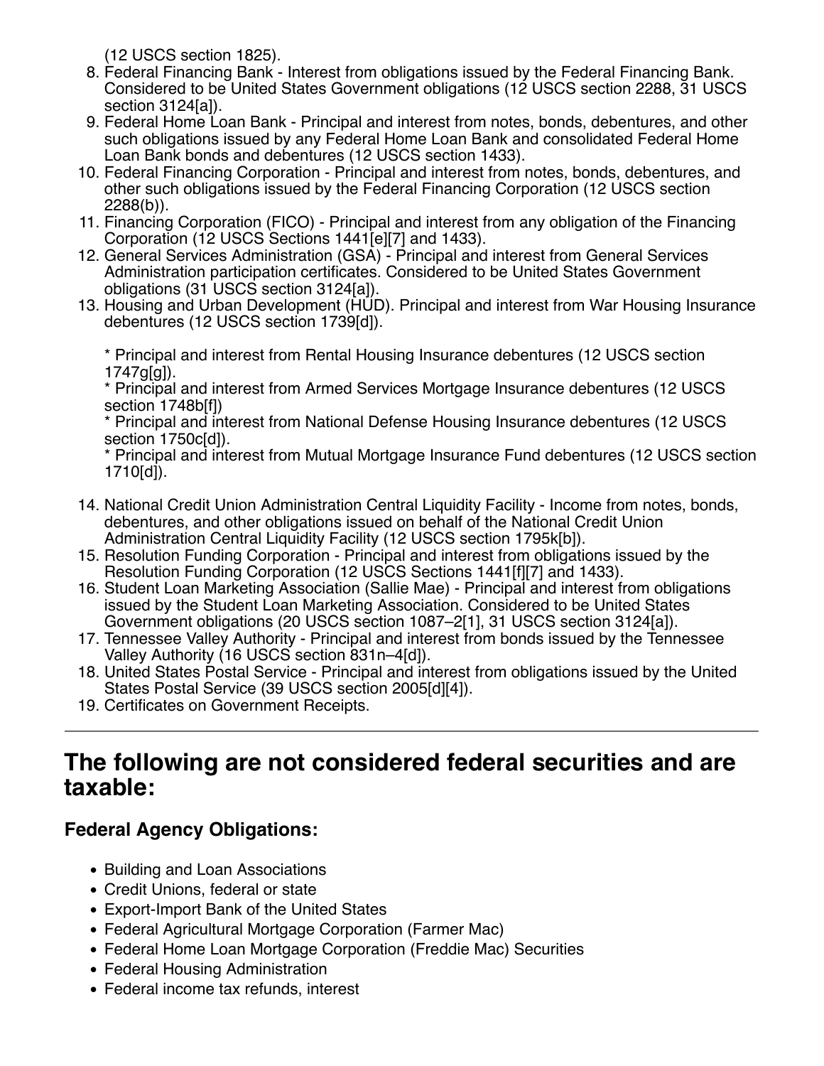(12 USCS section 1825).

8. Federal Financing Bank - Interest from obligations issued by the Federal Financing Bank. Considered to be United States Government obligations (12 USCS section 2288, 31 USCS section 3124[a]).
9. Federal Home Loan Bank - Principal and interest from notes, bonds, debentures, and other such obligations issued by any Federal Home Loan Bank and consolidated Federal Home Loan Bank bonds and debentures (12 USCS section 1433).
10. Federal Financing Corporation - Principal and interest from notes, bonds, debentures, and other such obligations issued by the Federal Financing Corporation (12 USCS section 2288(b)).
11. Financing Corporation (FICO) - Principal and interest from any obligation of the Financing Corporation (12 USCS Sections 1441[e][7] and 1433).
12. General Services Administration (GSA) - Principal and interest from General Services Administration participation certificates. Considered to be United States Government obligations (31 USCS section 3124[a]).
13. Housing and Urban Development (HUD). Principal and interest from War Housing Insurance debentures (12 USCS section 1739[d]).

    * Principal and interest from Rental Housing Insurance debentures (12 USCS section 1747g[g]).
    * Principal and interest from Armed Services Mortgage Insurance debentures (12 USCS section 1748b[f])
    * Principal and interest from National Defense Housing Insurance debentures (12 USCS section 1750c[d]).
    * Principal and interest from Mutual Mortgage Insurance Fund debentures (12 USCS section 1710[d]).

14. National Credit Union Administration Central Liquidity Facility - Income from notes, bonds, debentures, and other obligations issued on behalf of the National Credit Union Administration Central Liquidity Facility (12 USCS section 1795k[b]).
15. Resolution Funding Corporation - Principal and interest from obligations issued by the Resolution Funding Corporation (12 USCS Sections 1441[f][7] and 1433).
16. Student Loan Marketing Association (Sallie Mae) - Principal and interest from obligations issued by the Student Loan Marketing Association. Considered to be United States Government obligations (20 USCS section 1087–2[1], 31 USCS section 3124[a]).
17. Tennessee Valley Authority - Principal and interest from bonds issued by the Tennessee Valley Authority (16 USCS section 831n–4[d]).
18. United States Postal Service - Principal and interest from obligations issued by the United States Postal Service (39 USCS section 2005[d][4]).
19. Certificates on Government Receipts.

---

## The following are not considered federal securities and are taxable:

### Federal Agency Obligations:

- Building and Loan Associations
- Credit Unions, federal or state
- Export-Import Bank of the United States
- Federal Agricultural Mortgage Corporation (Farmer Mac)
- Federal Home Loan Mortgage Corporation (Freddie Mac) Securities
- Federal Housing Administration
- Federal income tax refunds, interest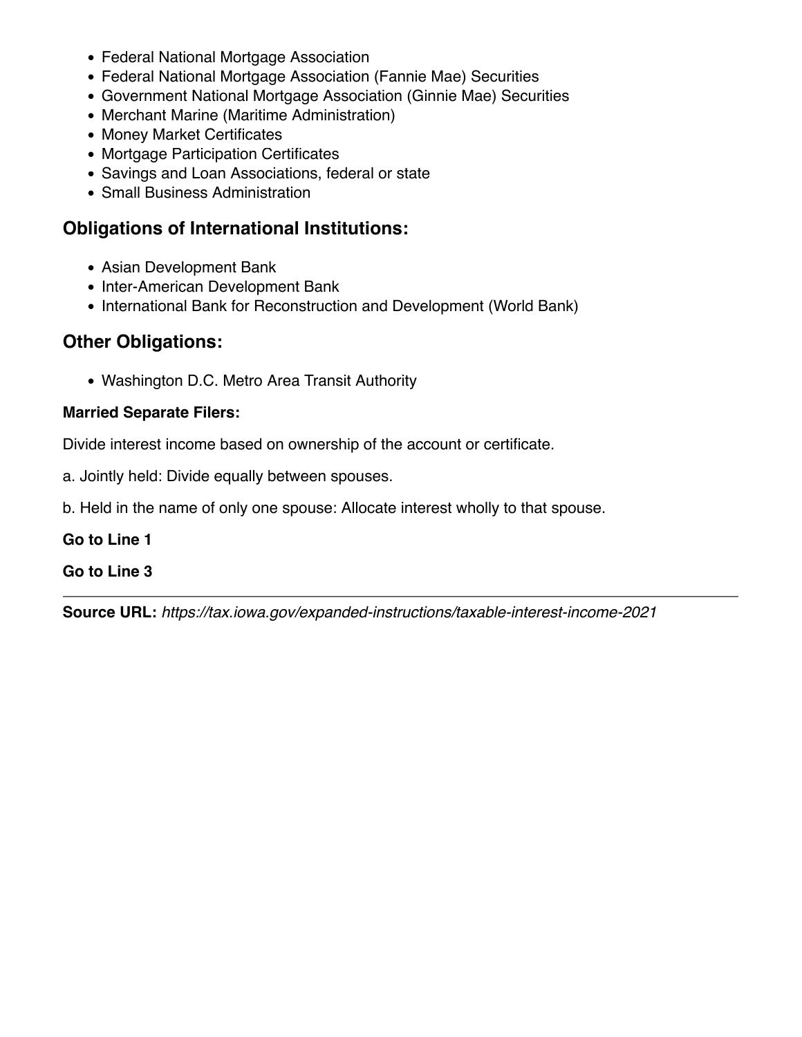- Federal National Mortgage Association
- Federal National Mortgage Association (Fannie Mae) Securities
- Government National Mortgage Association (Ginnie Mae) Securities
- Merchant Marine (Maritime Administration)
- Money Market Certificates
- Mortgage Participation Certificates
- Savings and Loan Associations, federal or state
- Small Business Administration

## Obligations of International Institutions:

- Asian Development Bank
- Inter-American Development Bank
- International Bank for Reconstruction and Development (World Bank)

## Other Obligations:

- Washington D.C. Metro Area Transit Authority

**Married Separate Filers:**

Divide interest income based on ownership of the account or certificate.

a. Jointly held: Divide equally between spouses.

b. Held in the name of only one spouse: Allocate interest wholly to that spouse.

**Go to Line 1**

**Go to Line 3**

---

**Source URL:** *https://tax.iowa.gov/expanded-instructions/taxable-interest-income-2021*